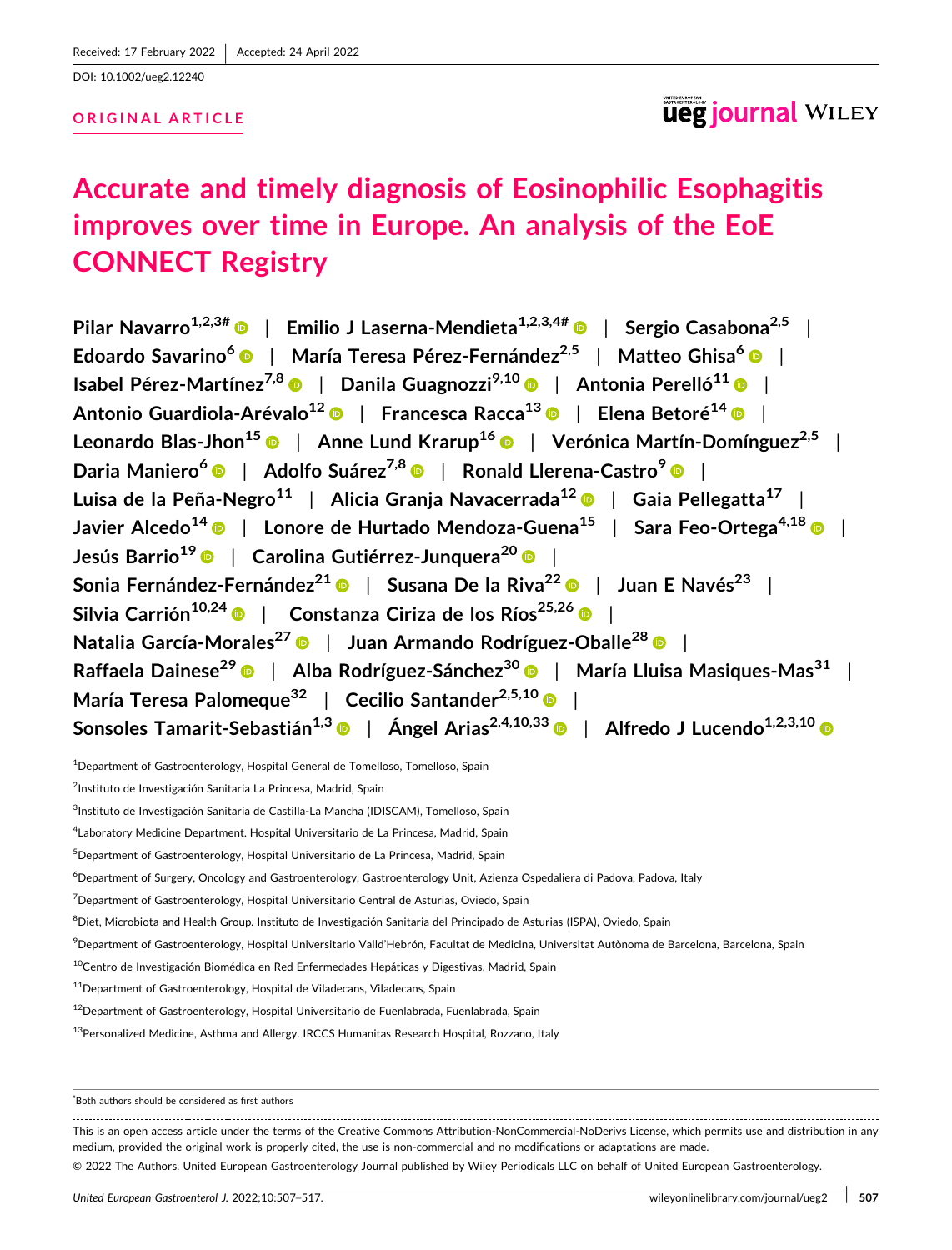Received: 17 February 2022 | Accepted: 24 April 2022

DOI: 10.1002/ueg2.12240

ORIGINAL ARTICLE

# Accurate and timely diagnosis of Eosinophilic Esophagitis improves over time in Europe. An analysis of the EoE CONNECT Registry

**Pilar Navarro**[1,2,3#] | **Emilio J Laserna-Mendieta**[1,2,3,4#] | **Sergio Casabona**[2,5] | **Edoardo Savarino**[6] | **María Teresa Pérez-Fernández**[2,5] | **Matteo Ghisa**[6] | **Isabel Pérez-Martínez**[7,8] | **Danila Guagnozzi**[9,10] | **Antonia Perelló**[11] | **Antonio Guardiola-Arévalo**[12] | **Francesca Racca**[13] | **Elena Betoré**[14] | **Leonardo Blas-Jhon**[15] | **Anne Lund Krarup**[16] | **Verónica Martín-Domínguez**[2,5] | **Daria Maniero**[6] | **Adolfo Suárez**[7,8] | **Ronald Llerena-Castro**[9] | **Luisa de la Peña-Negro**[11] | **Alicia Granja Navacerrada**[12] | **Gaia Pellegatta**[17] | **Javier Alcedo**[14] | **Lonore de Hurtado Mendoza-Guena**[15] | **Sara Feo-Ortega**[4,18] | **Jesús Barrio**[19] | **Carolina Gutiérrez-Junquera**[20] | **Sonia Fernández-Fernández**[21] | **Susana De la Riva**[22] | **Juan E Navés**[23] | **Silvia Carrión**[10,24] | **Constanza Ciriza de los Ríos**[25,26] | **Natalia García-Morales**[27] | **Juan Armando Rodríguez-Oballe**[28] | **Raffaela Dainese**[29] | **Alba Rodríguez-Sánchez**[30] | **María Lluisa Masiques-Mas**[31] | **María Teresa Palomeque**[32] | **Cecilio Santander**[2,5,10] | **Sonsoles Tamarit-Sebastián**[1,3] | **Ángel Arias**[2,4,10,33] | **Alfredo J Lucendo**[1,2,3,10]

[1]Department of Gastroenterology, Hospital General de Tomelloso, Tomelloso, Spain

[2]Instituto de Investigación Sanitaria La Princesa, Madrid, Spain

[3]Instituto de Investigación Sanitaria de Castilla-La Mancha (IDISCAM), Tomelloso, Spain

[4]Laboratory Medicine Department. Hospital Universitario de La Princesa, Madrid, Spain

[5]Department of Gastroenterology, Hospital Universitario de La Princesa, Madrid, Spain

[6]Department of Surgery, Oncology and Gastroenterology, Gastroenterology Unit, Azienza Ospedaliera di Padova, Padova, Italy

[7]Department of Gastroenterology, Hospital Universitario Central de Asturias, Oviedo, Spain

[8]Diet, Microbiota and Health Group. Instituto de Investigación Sanitaria del Principado de Asturias (ISPA), Oviedo, Spain

[9]Department of Gastroenterology, Hospital Universitario Valld'Hebrón, Facultat de Medicina, Universitat Autònoma de Barcelona, Barcelona, Spain

[10]Centro de Investigación Biomédica en Red Enfermedades Hepáticas y Digestivas, Madrid, Spain

[11]Department of Gastroenterology, Hospital de Viladecans, Viladecans, Spain

[12]Department of Gastroenterology, Hospital Universitario de Fuenlabrada, Fuenlabrada, Spain

[13]Personalized Medicine, Asthma and Allergy. IRCCS Humanitas Research Hospital, Rozzano, Italy

#Both authors should be considered as first authors

This is an open access article under the terms of the Creative Commons Attribution-NonCommercial-NoDerivs License, which permits use and distribution in any medium, provided the original work is properly cited, the use is non-commercial and no modifications or adaptations are made.

© 2022 The Authors. United European Gastroenterology Journal published by Wiley Periodicals LLC on behalf of United European Gastroenterology.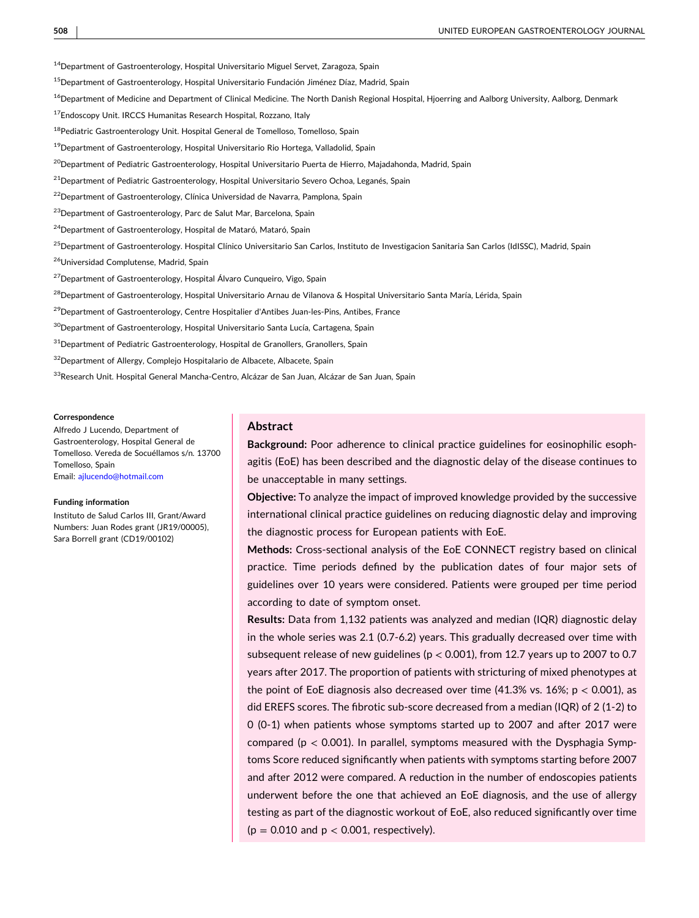[14]Department of Gastroenterology, Hospital Universitario Miguel Servet, Zaragoza, Spain

[15]Department of Gastroenterology, Hospital Universitario Fundación Jiménez Díaz, Madrid, Spain

[16]Department of Medicine and Department of Clinical Medicine. The North Danish Regional Hospital, Hjoerring and Aalborg University, Aalborg, Denmark

[17]Endoscopy Unit. IRCCS Humanitas Research Hospital, Rozzano, Italy

[18]Pediatric Gastroenterology Unit. Hospital General de Tomelloso, Tomelloso, Spain

[19]Department of Gastroenterology, Hospital Universitario Rio Hortega, Valladolid, Spain

[20]Department of Pediatric Gastroenterology, Hospital Universitario Puerta de Hierro, Majadahonda, Madrid, Spain

[21]Department of Pediatric Gastroenterology, Hospital Universitario Severo Ochoa, Leganés, Spain

[22]Department of Gastroenterology, Clínica Universidad de Navarra, Pamplona, Spain

[23]Department of Gastroenterology, Parc de Salut Mar, Barcelona, Spain

[24]Department of Gastroenterology, Hospital de Mataró, Mataró, Spain

[25]Department of Gastroenterology. Hospital Clínico Universitario San Carlos, Instituto de Investigacion Sanitaria San Carlos (IdISSC), Madrid, Spain

[26]Universidad Complutense, Madrid, Spain

[27]Department of Gastroenterology, Hospital Álvaro Cunqueiro, Vigo, Spain

[28]Department of Gastroenterology, Hospital Universitario Arnau de Vilanova & Hospital Universitario Santa María, Lérida, Spain

[29]Department of Gastroenterology, Centre Hospitalier d'Antibes Juan-les-Pins, Antibes, France

[30]Department of Gastroenterology, Hospital Universitario Santa Lucía, Cartagena, Spain

[31]Department of Pediatric Gastroenterology, Hospital de Granollers, Granollers, Spain

[32]Department of Allergy, Complejo Hospitalario de Albacete, Albacete, Spain

[33]Research Unit. Hospital General Mancha-Centro, Alcázar de San Juan, Alcázar de San Juan, Spain

**Correspondence**

Alfredo J Lucendo, Department of Gastroenterology, Hospital General de Tomelloso. Vereda de Socuéllamos s/n. 13700 Tomelloso, Spain
Email: ajlucendo@hotmail.com

**Funding information**

Instituto de Salud Carlos III, Grant/Award Numbers: Juan Rodes grant (JR19/00005), Sara Borrell grant (CD19/00102)

## Abstract

**Background:** Poor adherence to clinical practice guidelines for eosinophilic esophagitis (EoE) has been described and the diagnostic delay of the disease continues to be unacceptable in many settings.

**Objective:** To analyze the impact of improved knowledge provided by the successive international clinical practice guidelines on reducing diagnostic delay and improving the diagnostic process for European patients with EoE.

**Methods:** Cross-sectional analysis of the EoE CONNECT registry based on clinical practice. Time periods defined by the publication dates of four major sets of guidelines over 10 years were considered. Patients were grouped per time period according to date of symptom onset.

**Results:** Data from 1,132 patients was analyzed and median (IQR) diagnostic delay in the whole series was 2.1 (0.7-6.2) years. This gradually decreased over time with subsequent release of new guidelines ($p < 0.001$), from 12.7 years up to 2007 to 0.7 years after 2017. The proportion of patients with stricturing of mixed phenotypes at the point of EoE diagnosis also decreased over time (41.3% vs. 16%; $p < 0.001$), as did EREFS scores. The fibrotic sub-score decreased from a median (IQR) of 2 (1-2) to 0 (0-1) when patients whose symptoms started up to 2007 and after 2017 were compared ($p < 0.001$). In parallel, symptoms measured with the Dysphagia Symptoms Score reduced significantly when patients with symptoms starting before 2007 and after 2012 were compared. A reduction in the number of endoscopies patients underwent before the one that achieved an EoE diagnosis, and the use of allergy testing as part of the diagnostic workout of EoE, also reduced significantly over time ($p = 0.010$ and $p < 0.001$, respectively).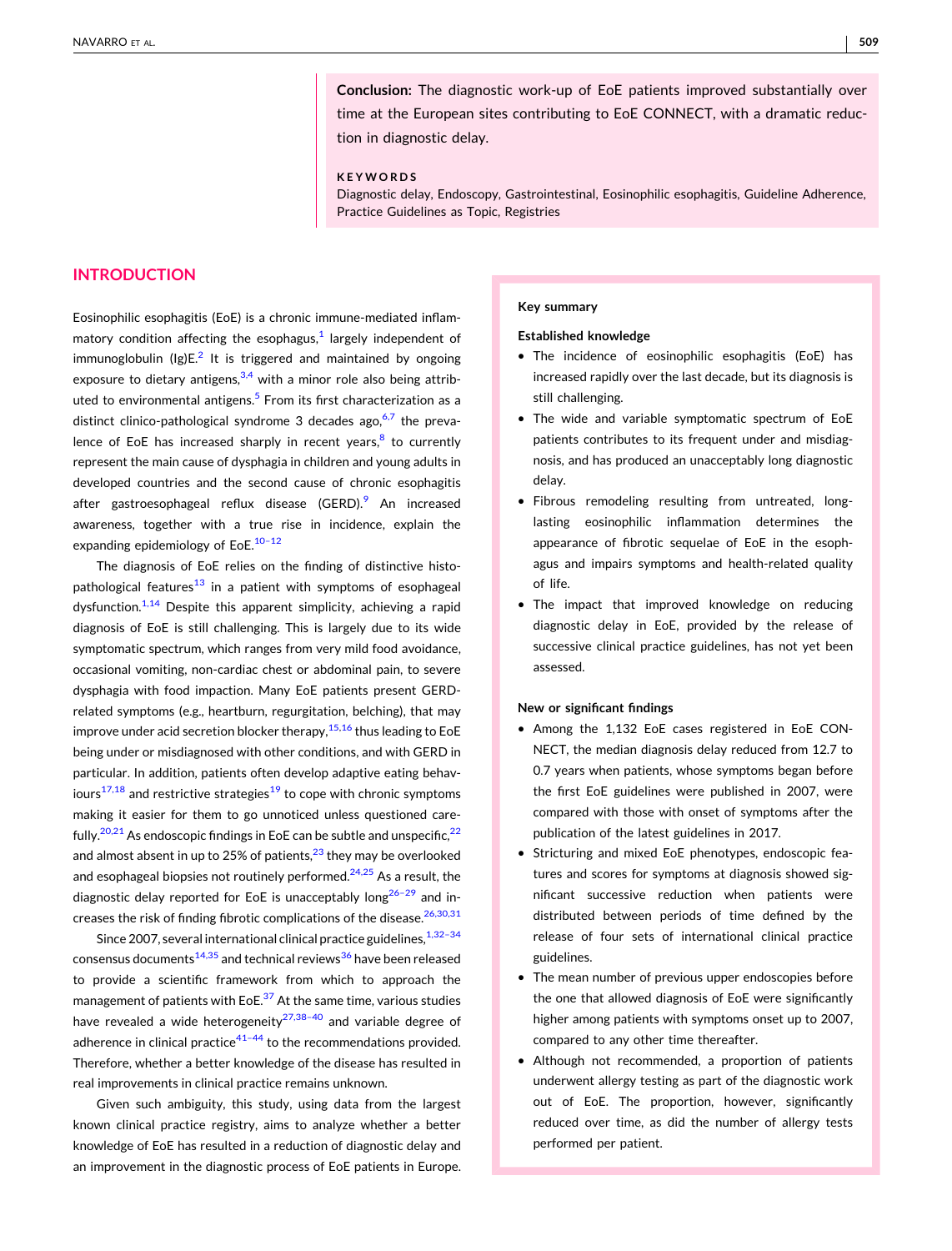**Conclusion:** The diagnostic work-up of EoE patients improved substantially over time at the European sites contributing to EoE CONNECT, with a dramatic reduction in diagnostic delay.

**KEYWORDS**

Diagnostic delay, Endoscopy, Gastrointestinal, Eosinophilic esophagitis, Guideline Adherence, Practice Guidelines as Topic, Registries

## INTRODUCTION

Eosinophilic esophagitis (EoE) is a chronic immune-mediated inflammatory condition affecting the esophagus,[1] largely independent of immunoglobulin (Ig)E.[2] It is triggered and maintained by ongoing exposure to dietary antigens,[3,4] with a minor role also being attributed to environmental antigens.[5] From its first characterization as a distinct clinico-pathological syndrome 3 decades ago,[6,7] the prevalence of EoE has increased sharply in recent years,[8] to currently represent the main cause of dysphagia in children and young adults in developed countries and the second cause of chronic esophagitis after gastroesophageal reflux disease (GERD).[9] An increased awareness, together with a true rise in incidence, explain the expanding epidemiology of EoE.[10–12]

The diagnosis of EoE relies on the finding of distinctive histopathological features[13] in a patient with symptoms of esophageal dysfunction.[1,14] Despite this apparent simplicity, achieving a rapid diagnosis of EoE is still challenging. This is largely due to its wide symptomatic spectrum, which ranges from very mild food avoidance, occasional vomiting, non-cardiac chest or abdominal pain, to severe dysphagia with food impaction. Many EoE patients present GERD-related symptoms (e.g., heartburn, regurgitation, belching), that may improve under acid secretion blocker therapy,[15,16] thus leading to EoE being under or misdiagnosed with other conditions, and with GERD in particular. In addition, patients often develop adaptive eating behaviours[17,18] and restrictive strategies[19] to cope with chronic symptoms making it easier for them to go unnoticed unless questioned carefully.[20,21] As endoscopic findings in EoE can be subtle and unspecific,[22] and almost absent in up to 25% of patients,[23] they may be overlooked and esophageal biopsies not routinely performed.[24,25] As a result, the diagnostic delay reported for EoE is unacceptably long[26–29] and increases the risk of finding fibrotic complications of the disease.[26,30,31]

Since 2007, several international clinical practice guidelines,[1,32–34] consensus documents[14,35] and technical reviews[36] have been released to provide a scientific framework from which to approach the management of patients with EoE.[37] At the same time, various studies have revealed a wide heterogeneity[27,38–40] and variable degree of adherence in clinical practice[41–44] to the recommendations provided. Therefore, whether a better knowledge of the disease has resulted in real improvements in clinical practice remains unknown.

Given such ambiguity, this study, using data from the largest known clinical practice registry, aims to analyze whether a better knowledge of EoE has resulted in a reduction of diagnostic delay and an improvement in the diagnostic process of EoE patients in Europe.

**Key summary**

**Established knowledge**

- The incidence of eosinophilic esophagitis (EoE) has increased rapidly over the last decade, but its diagnosis is still challenging.
- The wide and variable symptomatic spectrum of EoE patients contributes to its frequent under and misdiagnosis, and has produced an unacceptably long diagnostic delay.
- Fibrous remodeling resulting from untreated, long-lasting eosinophilic inflammation determines the appearance of fibrotic sequelae of EoE in the esophagus and impairs symptoms and health-related quality of life.
- The impact that improved knowledge on reducing diagnostic delay in EoE, provided by the release of successive clinical practice guidelines, has not yet been assessed.

**New or significant findings**

- Among the 1,132 EoE cases registered in EoE CONNECT, the median diagnosis delay reduced from 12.7 to 0.7 years when patients, whose symptoms began before the first EoE guidelines were published in 2007, were compared with those with onset of symptoms after the publication of the latest guidelines in 2017.
- Stricturing and mixed EoE phenotypes, endoscopic features and scores for symptoms at diagnosis showed significant successive reduction when patients were distributed between periods of time defined by the release of four sets of international clinical practice guidelines.
- The mean number of previous upper endoscopies before the one that allowed diagnosis of EoE were significantly higher among patients with symptoms onset up to 2007, compared to any other time thereafter.
- Although not recommended, a proportion of patients underwent allergy testing as part of the diagnostic work out of EoE. The proportion, however, significantly reduced over time, as did the number of allergy tests performed per patient.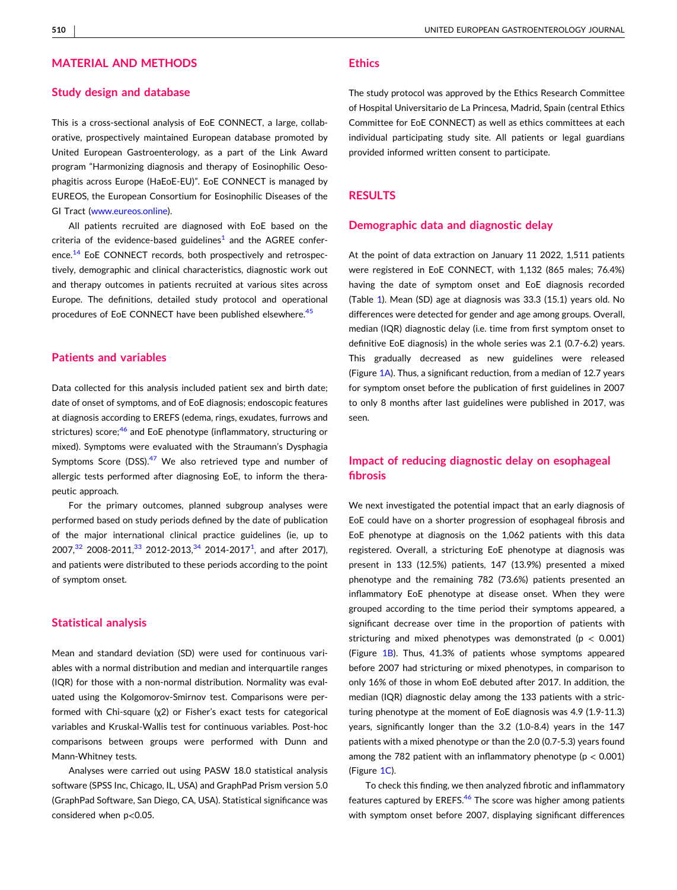## MATERIAL AND METHODS

### Study design and database

This is a cross-sectional analysis of EoE CONNECT, a large, collaborative, prospectively maintained European database promoted by United European Gastroenterology, as a part of the Link Award program "Harmonizing diagnosis and therapy of Eosinophilic Oesophagitis across Europe (HaEoE-EU)". EoE CONNECT is managed by EUREOS, the European Consortium for Eosinophilic Diseases of the GI Tract (www.eureos.online).

All patients recruited are diagnosed with EoE based on the criteria of the evidence-based guidelines[1] and the AGREE conference.[14] EoE CONNECT records, both prospectively and retrospectively, demographic and clinical characteristics, diagnostic work out and therapy outcomes in patients recruited at various sites across Europe. The definitions, detailed study protocol and operational procedures of EoE CONNECT have been published elsewhere.[45]

### Patients and variables

Data collected for this analysis included patient sex and birth date; date of onset of symptoms, and of EoE diagnosis; endoscopic features at diagnosis according to EREFS (edema, rings, exudates, furrows and strictures) score;[46] and EoE phenotype (inflammatory, structuring or mixed). Symptoms were evaluated with the Straumann's Dysphagia Symptoms Score (DSS).[47] We also retrieved type and number of allergic tests performed after diagnosing EoE, to inform the therapeutic approach.

For the primary outcomes, planned subgroup analyses were performed based on study periods defined by the date of publication of the major international clinical practice guidelines (ie, up to 2007,[32] 2008-2011,[33] 2012-2013,[34] 2014-2017[1], and after 2017), and patients were distributed to these periods according to the point of symptom onset.

### Statistical analysis

Mean and standard deviation (SD) were used for continuous variables with a normal distribution and median and interquartile ranges (IQR) for those with a non-normal distribution. Normality was evaluated using the Kolgomorov-Smirnov test. Comparisons were performed with Chi-square ($\chi 2$) or Fisher's exact tests for categorical variables and Kruskal-Wallis test for continuous variables. Post-hoc comparisons between groups were performed with Dunn and Mann-Whitney tests.

Analyses were carried out using PASW 18.0 statistical analysis software (SPSS Inc, Chicago, IL, USA) and GraphPad Prism version 5.0 (GraphPad Software, San Diego, CA, USA). Statistical significance was considered when $p<0.05$.

### Ethics

The study protocol was approved by the Ethics Research Committee of Hospital Universitario de La Princesa, Madrid, Spain (central Ethics Committee for EoE CONNECT) as well as ethics committees at each individual participating study site. All patients or legal guardians provided informed written consent to participate.

## RESULTS

### Demographic data and diagnostic delay

At the point of data extraction on January 11 2022, 1,511 patients were registered in EoE CONNECT, with 1,132 (865 males; 76.4%) having the date of symptom onset and EoE diagnosis recorded (Table 1). Mean (SD) age at diagnosis was 33.3 (15.1) years old. No differences were detected for gender and age among groups. Overall, median (IQR) diagnostic delay (i.e. time from first symptom onset to definitive EoE diagnosis) in the whole series was 2.1 (0.7-6.2) years. This gradually decreased as new guidelines were released (Figure 1A). Thus, a significant reduction, from a median of 12.7 years for symptom onset before the publication of first guidelines in 2007 to only 8 months after last guidelines were published in 2017, was seen.

### Impact of reducing diagnostic delay on esophageal fibrosis

We next investigated the potential impact that an early diagnosis of EoE could have on a shorter progression of esophageal fibrosis and EoE phenotype at diagnosis on the 1,062 patients with this data registered. Overall, a stricturing EoE phenotype at diagnosis was present in 133 (12.5%) patients, 147 (13.9%) presented a mixed phenotype and the remaining 782 (73.6%) patients presented an inflammatory EoE phenotype at disease onset. When they were grouped according to the time period their symptoms appeared, a significant decrease over time in the proportion of patients with stricturing and mixed phenotypes was demonstrated ($p < 0.001$) (Figure 1B). Thus, 41.3% of patients whose symptoms appeared before 2007 had stricturing or mixed phenotypes, in comparison to only 16% of those in whom EoE debuted after 2017. In addition, the median (IQR) diagnostic delay among the 133 patients with a stricturing phenotype at the moment of EoE diagnosis was 4.9 (1.9-11.3) years, significantly longer than the 3.2 (1.0-8.4) years in the 147 patients with a mixed phenotype or than the 2.0 (0.7-5.3) years found among the 782 patient with an inflammatory phenotype ($p < 0.001$) (Figure 1C).

To check this finding, we then analyzed fibrotic and inflammatory features captured by EREFS.[46] The score was higher among patients with symptom onset before 2007, displaying significant differences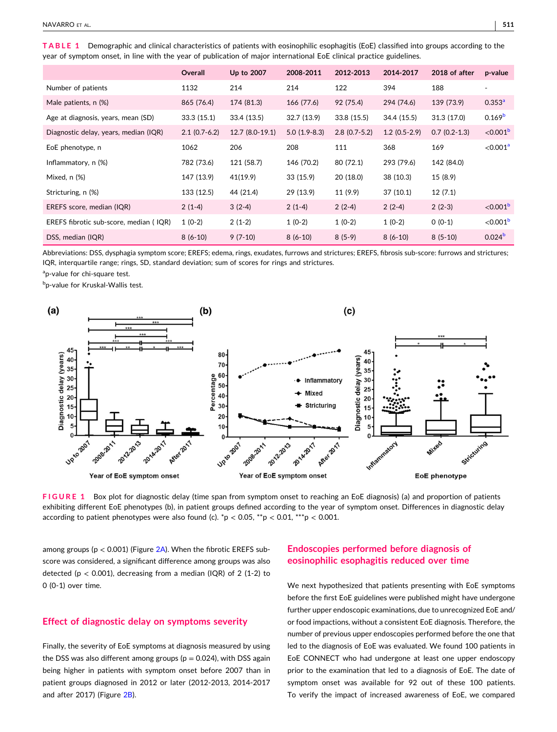**TABLE 1** Demographic and clinical characteristics of patients with eosinophilic esophagitis (EoE) classified into groups according to the year of symptom onset, in line with the year of publication of major international EoE clinical practice guidelines.

| | Overall | Up to 2007 | 2008-2011 | 2012-2013 | 2014-2017 | 2018 of after | p-value |
|---|---|---|---|---|---|---|---|
| Number of patients | 1132 | 214 | 214 | 122 | 394 | 188 | - |
| Male patients, n (%) | 865 (76.4) | 174 (81.3) | 166 (77.6) | 92 (75.4) | 294 (74.6) | 139 (73.9) | 0.353[a] |
| Age at diagnosis, years, mean (SD) | 33.3 (15.1) | 33.4 (13.5) | 32.7 (13.9) | 33.8 (15.5) | 34.4 (15.5) | 31.3 (17.0) | 0.169[b] |
| Diagnostic delay, years, median (IQR) | 2.1 (0.7-6.2) | 12.7 (8.0-19.1) | 5.0 (1.9-8.3) | 2.8 (0.7-5.2) | 1.2 (0.5-2.9) | 0.7 (0.2-1.3) | <0.001[b] |
| EoE phenotype, n | 1062 | 206 | 208 | 111 | 368 | 169 | <0.001[a] |
| Inflammatory, n (%) | 782 (73.6) | 121 (58.7) | 146 (70.2) | 80 (72.1) | 293 (79.6) | 142 (84.0) | |
| Mixed, n (%) | 147 (13.9) | 41(19.9) | 33 (15.9) | 20 (18.0) | 38 (10.3) | 15 (8.9) | |
| Stricturing, n (%) | 133 (12.5) | 44 (21.4) | 29 (13.9) | 11 (9.9) | 37 (10.1) | 12 (7.1) | |
| EREFS score, median (IQR) | 2 (1-4) | 3 (2-4) | 2 (1-4) | 2 (2-4) | 2 (2-4) | 2 (2-3) | <0.001[b] |
| EREFS fibrotic sub-score, median ( IQR) | 1 (0-2) | 2 (1-2) | 1 (0-2) | 1 (0-2) | 1 (0-2) | 0 (0-1) | <0.001[b] |
| DSS, median (IQR) | 8 (6-10) | 9 (7-10) | 8 (6-10) | 8 (5-9) | 8 (6-10) | 8 (5-10) | 0.024[b] |

Abbreviations: DSS, dysphagia symptom score; EREFS; edema, rings, exudates, furrows and strictures; EREFS, fibrosis sub-score: furrows and strictures; IQR, interquartile range; rings, SD, standard deviation; sum of scores for rings and strictures.

[a]p-value for chi-square test.

[b]p-value for Kruskal-Wallis test.

(a)
Diagnostic delay (years)
0 5 10 15 20 25 30 35 40 45
*** ** * *** *** *** *** *** *** ***
Up to 2007
2008-2011
2012-2013
2014-2017
After 2017
Year of EoE symptom onset

(b)
Percentage
0 10 20 30 40 50 60 70 80
Inflammatory
Mixed
Stricturing
Up to 2007
2008-2011
2012-2013
2014-2017
After 2017
Year of EoE symptom onset

(c)
Diagnostic delay (years)
0 5 10 15 20 25 30 35 40 45
*** * *
Inflammatory
Mixed
Stricturing
EoE phenotype

**FIGURE 1** Box plot for diagnostic delay (time span from symptom onset to reaching an EoE diagnosis) (a) and proportion of patients exhibiting different EoE phenotypes (b), in patient groups defined according to the year of symptom onset. Differences in diagnostic delay according to patient phenotypes were also found (c). *p < 0.05, **p < 0.01, ***p < 0.001.

among groups ($p < 0.001$) (Figure 2A). When the fibrotic EREFS sub-score was considered, a significant difference among groups was also detected ($p < 0.001$), decreasing from a median (IQR) of 2 (1-2) to 0 (0-1) over time.

## Effect of diagnostic delay on symptoms severity

Finally, the severity of EoE symptoms at diagnosis measured by using the DSS was also different among groups ($p = 0.024$), with DSS again being higher in patients with symptom onset before 2007 than in patient groups diagnosed in 2012 or later (2012-2013, 2014-2017 and after 2017) (Figure 2B).

## Endoscopies performed before diagnosis of eosinophilic esophagitis reduced over time

We next hypothesized that patients presenting with EoE symptoms before the first EoE guidelines were published might have undergone further upper endoscopic examinations, due to unrecognized EoE and/or food impactions, without a consistent EoE diagnosis. Therefore, the number of previous upper endoscopies performed before the one that led to the diagnosis of EoE was evaluated. We found 100 patients in EoE CONNECT who had undergone at least one upper endoscopy prior to the examination that led to a diagnosis of EoE. The date of symptom onset was available for 92 out of these 100 patients. To verify the impact of increased awareness of EoE, we compared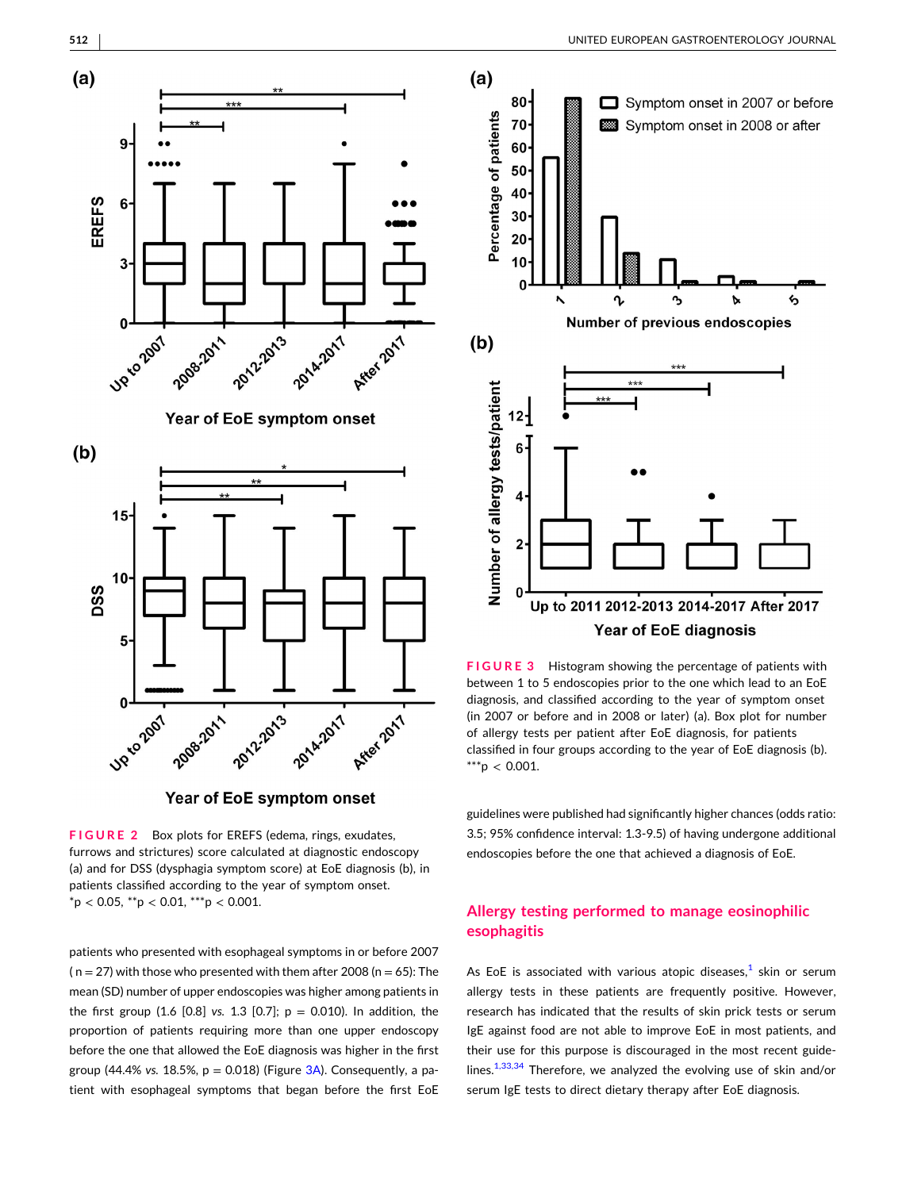(a)

**

***

**

9

6

3

0

EREFS

Up to 2007

2008-2011

2012-2013

2014-2017

After 2017

Year of EoE symptom onset

(b)

*

**

**

15

10

5

0

DSS

Up to 2007

2008-2011

2012-2013

2014-2017

After 2017

Year of EoE symptom onset

**FIGURE 2** Box plots for EREFS (edema, rings, exudates, furrows and strictures) score calculated at diagnostic endoscopy (a) and for DSS (dysphagia symptom score) at EoE diagnosis (b), in patients classified according to the year of symptom onset. \*p < 0.05, \*\*p < 0.01, \*\*\*p < 0.001.

patients who presented with esophageal symptoms in or before 2007 (n = 27) with those who presented with them after 2008 (n = 65): The mean (SD) number of upper endoscopies was higher among patients in the first group (1.6 [0.8] *vs.* 1.3 [0.7]; p = 0.010). In addition, the proportion of patients requiring more than one upper endoscopy before the one that allowed the EoE diagnosis was higher in the first group (44.4% *vs.* 18.5%, p = 0.018) (Figure 3A). Consequently, a patient with esophageal symptoms that began before the first EoE guidelines were published had significantly higher chances (odds ratio: 3.5; 95% confidence interval: 1.3-9.5) of having undergone additional endoscopies before the one that achieved a diagnosis of EoE.

(a)

Symptom onset in 2007 or before

Symptom onset in 2008 or after

80

70

60

50

40

30

20

10

0

Percentage of patients

1

2

3

4

5

Number of previous endoscopies

(b)

***

***

***

12

6

4

2

0

Number of allergy tests/patient

Up to 2011

2012-2013

2014-2017

After 2017

Year of EoE diagnosis

**FIGURE 3** Histogram showing the percentage of patients with between 1 to 5 endoscopies prior to the one which lead to an EoE diagnosis, and classified according to the year of symptom onset (in 2007 or before and in 2008 or later) (a). Box plot for number of allergy tests per patient after EoE diagnosis, for patients classified in four groups according to the year of EoE diagnosis (b). \*\*\*p < 0.001.

## Allergy testing performed to manage eosinophilic esophagitis

As EoE is associated with various atopic diseases,[1] skin or serum allergy tests in these patients are frequently positive. However, research has indicated that the results of skin prick tests or serum IgE against food are not able to improve EoE in most patients, and their use for this purpose is discouraged in the most recent guidelines.[1,33,34] Therefore, we analyzed the evolving use of skin and/or serum IgE tests to direct dietary therapy after EoE diagnosis.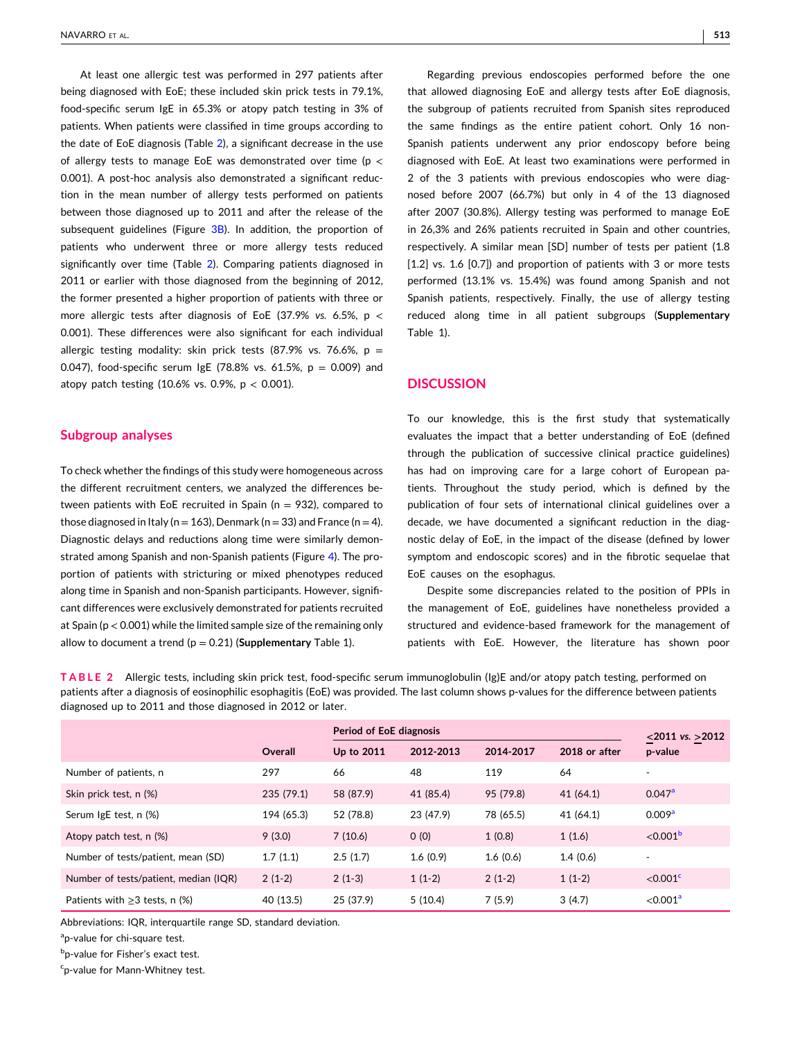At least one allergic test was performed in 297 patients after being diagnosed with EoE; these included skin prick tests in 79.1%, food-specific serum IgE in 65.3% or atopy patch testing in 3% of patients. When patients were classified in time groups according to the date of EoE diagnosis (Table 2), a significant decrease in the use of allergy tests to manage EoE was demonstrated over time ($p < 0.001$). A post-hoc analysis also demonstrated a significant reduction in the mean number of allergy tests performed on patients between those diagnosed up to 2011 and after the release of the subsequent guidelines (Figure 3B). In addition, the proportion of patients who underwent three or more allergy tests reduced significantly over time (Table 2). Comparing patients diagnosed in 2011 or earlier with those diagnosed from the beginning of 2012, the former presented a higher proportion of patients with three or more allergic tests after diagnosis of EoE (37.9% *vs.* 6.5%, $p < 0.001$). These differences were also significant for each individual allergic testing modality: skin prick tests (87.9% vs. 76.6%, $p = 0.047$), food-specific serum IgE (78.8% vs. 61.5%, $p = 0.009$) and atopy patch testing (10.6% vs. 0.9%, $p < 0.001$).

## Subgroup analyses

To check whether the findings of this study were homogeneous across the different recruitment centers, we analyzed the differences between patients with EoE recruited in Spain (n = 932), compared to those diagnosed in Italy (n = 163), Denmark (n = 33) and France (n = 4). Diagnostic delays and reductions along time were similarly demonstrated among Spanish and non-Spanish patients (Figure 4). The proportion of patients with stricturing or mixed phenotypes reduced along time in Spanish and non-Spanish participants. However, significant differences were exclusively demonstrated for patients recruited at Spain ($p < 0.001$) while the limited sample size of the remaining only allow to document a trend ($p = 0.21$) (**Supplementary** Table 1).

Regarding previous endoscopies performed before the one that allowed diagnosing EoE and allergy tests after EoE diagnosis, the subgroup of patients recruited from Spanish sites reproduced the same findings as the entire patient cohort. Only 16 non-Spanish patients underwent any prior endoscopy before being diagnosed with EoE. At least two examinations were performed in 2 of the 3 patients with previous endoscopies who were diagnosed before 2007 (66.7%) but only in 4 of the 13 diagnosed after 2007 (30.8%). Allergy testing was performed to manage EoE in 26,3% and 26% patients recruited in Spain and other countries, respectively. A similar mean [SD] number of tests per patient (1.8 [1.2] vs. 1.6 [0.7]) and proportion of patients with 3 or more tests performed (13.1% vs. 15.4%) was found among Spanish and not Spanish patients, respectively. Finally, the use of allergy testing reduced along time in all patient subgroups (**Supplementary** Table 1).

## DISCUSSION

To our knowledge, this is the first study that systematically evaluates the impact that a better understanding of EoE (defined through the publication of successive clinical practice guidelines) has had on improving care for a large cohort of European patients. Throughout the study period, which is defined by the publication of four sets of international clinical guidelines over a decade, we have documented a significant reduction in the diagnostic delay of EoE, in the impact of the disease (defined by lower symptom and endoscopic scores) and in the fibrotic sequelae that EoE causes on the esophagus.

Despite some discrepancies related to the position of PPIs in the management of EoE, guidelines have nonetheless provided a structured and evidence-based framework for the management of patients with EoE. However, the literature has shown poor

**TABLE 2** Allergic tests, including skin prick test, food-specific serum immunoglobulin (Ig)E and/or atopy patch testing, performed on patients after a diagnosis of eosinophilic esophagitis (EoE) was provided. The last column shows p-values for the difference between patients diagnosed up to 2011 and those diagnosed in 2012 or later.

| | | Period of EoE diagnosis | | | | ≤2011 vs. ≥2012 |
|---|---|---|---|---|---|---|
| | Overall | Up to 2011 | 2012-2013 | 2014-2017 | 2018 or after | p-value |
| Number of patients, n | 297 | 66 | 48 | 119 | 64 | - |
| Skin prick test, n (%) | 235 (79.1) | 58 (87.9) | 41 (85.4) | 95 (79.8) | 41 (64.1) | 0.047[a] |
| Serum IgE test, n (%) | 194 (65.3) | 52 (78.8) | 23 (47.9) | 78 (65.5) | 41 (64.1) | 0.009[a] |
| Atopy patch test, n (%) | 9 (3.0) | 7 (10.6) | 0 (0) | 1 (0.8) | 1 (1.6) | <0.001[b] |
| Number of tests/patient, mean (SD) | 1.7 (1.1) | 2.5 (1.7) | 1.6 (0.9) | 1.6 (0.6) | 1.4 (0.6) | - |
| Number of tests/patient, median (IQR) | 2 (1-2) | 2 (1-3) | 1 (1-2) | 2 (1-2) | 1 (1-2) | <0.001[c] |
| Patients with ≥3 tests, n (%) | 40 (13.5) | 25 (37.9) | 5 (10.4) | 7 (5.9) | 3 (4.7) | <0.001[a] |

Abbreviations: IQR, interquartile range SD, standard deviation.

[a]p-value for chi-square test.

[b]p-value for Fisher's exact test.

[c]p-value for Mann-Whitney test.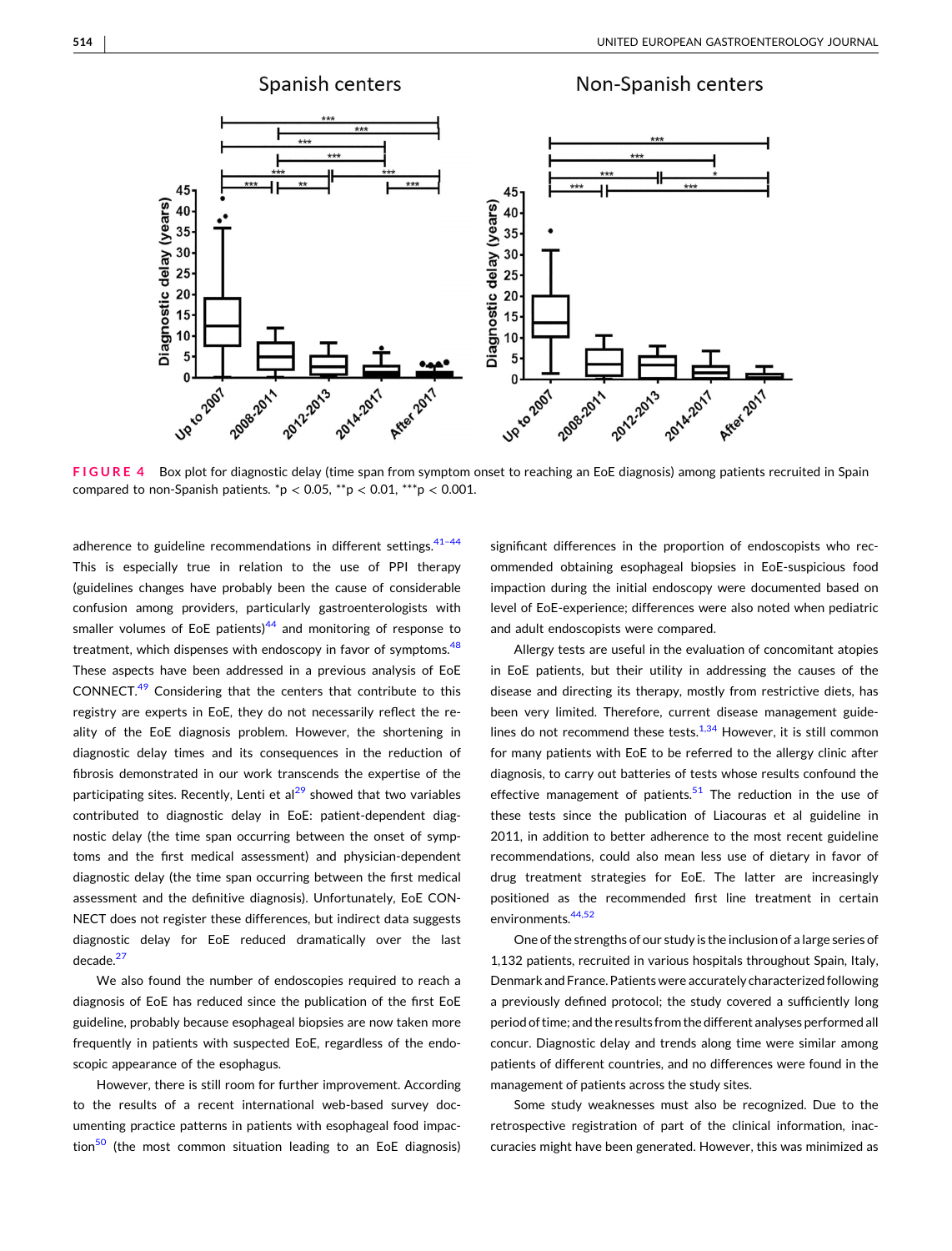Spanish centers

Non-Spanish centers

Diagnostic delay (years)

45
40
35
30
25
20
15
10
5
0

Up to 2007
2008-2011
2012-2013
2014-2017
After 2017

***
***
***
***
***
***
**
***
***
***

Diagnostic delay (years)

45
40
35
30
25
20
15
10
5
0

Up to 2007
2008-2011
2012-2013
2014-2017
After 2017

***
***
***
*
***
***

**FIGURE 4** Box plot for diagnostic delay (time span from symptom onset to reaching an EoE diagnosis) among patients recruited in Spain compared to non-Spanish patients. \*p < 0.05, \*\*p < 0.01, \*\*\*p < 0.001.

adherence to guideline recommendations in different settings.[41–44] This is especially true in relation to the use of PPI therapy (guidelines changes have probably been the cause of considerable confusion among providers, particularly gastroenterologists with smaller volumes of EoE patients)[44] and monitoring of response to treatment, which dispenses with endoscopy in favor of symptoms.[48] These aspects have been addressed in a previous analysis of EoE CONNECT.[49] Considering that the centers that contribute to this registry are experts in EoE, they do not necessarily reflect the reality of the EoE diagnosis problem. However, the shortening in diagnostic delay times and its consequences in the reduction of fibrosis demonstrated in our work transcends the expertise of the participating sites. Recently, Lenti et al[29] showed that two variables contributed to diagnostic delay in EoE: patient-dependent diagnostic delay (the time span occurring between the onset of symptoms and the first medical assessment) and physician-dependent diagnostic delay (the time span occurring between the first medical assessment and the definitive diagnosis). Unfortunately, EoE CONNECT does not register these differences, but indirect data suggests diagnostic delay for EoE reduced dramatically over the last decade.[27]

We also found the number of endoscopies required to reach a diagnosis of EoE has reduced since the publication of the first EoE guideline, probably because esophageal biopsies are now taken more frequently in patients with suspected EoE, regardless of the endoscopic appearance of the esophagus.

However, there is still room for further improvement. According to the results of a recent international web-based survey documenting practice patterns in patients with esophageal food impaction[50] (the most common situation leading to an EoE diagnosis) significant differences in the proportion of endoscopists who recommended obtaining esophageal biopsies in EoE-suspicious food impaction during the initial endoscopy were documented based on level of EoE-experience; differences were also noted when pediatric and adult endoscopists were compared.

Allergy tests are useful in the evaluation of concomitant atopies in EoE patients, but their utility in addressing the causes of the disease and directing its therapy, mostly from restrictive diets, has been very limited. Therefore, current disease management guidelines do not recommend these tests.[1,34] However, it is still common for many patients with EoE to be referred to the allergy clinic after diagnosis, to carry out batteries of tests whose results confound the effective management of patients.[51] The reduction in the use of these tests since the publication of Liacouras et al guideline in 2011, in addition to better adherence to the most recent guideline recommendations, could also mean less use of dietary in favor of drug treatment strategies for EoE. The latter are increasingly positioned as the recommended first line treatment in certain environments.[44,52]

One of the strengths of our study is the inclusion of a large series of 1,132 patients, recruited in various hospitals throughout Spain, Italy, Denmark and France. Patients were accurately characterized following a previously defined protocol; the study covered a sufficiently long period of time; and the results from the different analyses performed all concur. Diagnostic delay and trends along time were similar among patients of different countries, and no differences were found in the management of patients across the study sites.

Some study weaknesses must also be recognized. Due to the retrospective registration of part of the clinical information, inaccuracies might have been generated. However, this was minimized as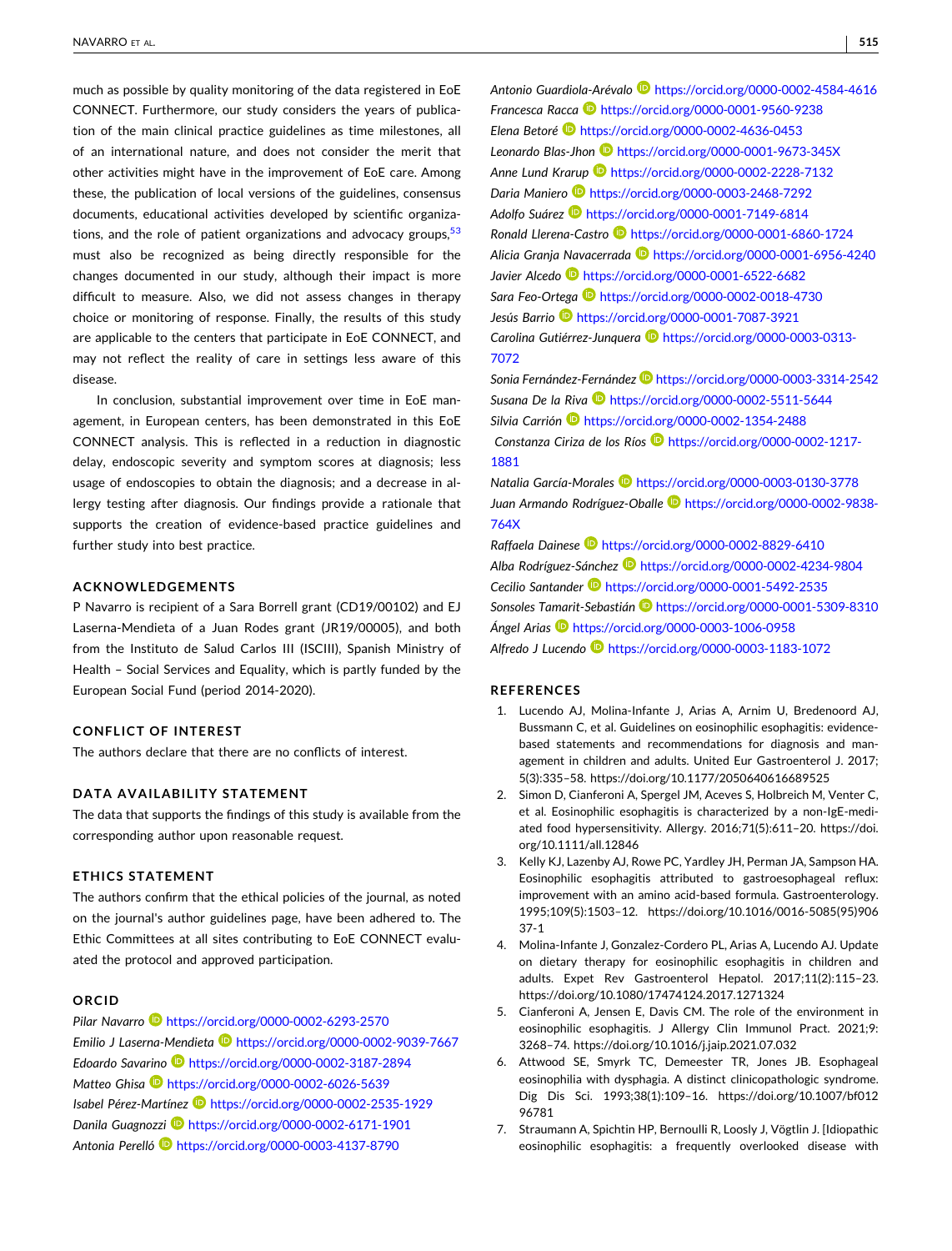much as possible by quality monitoring of the data registered in EoE CONNECT. Furthermore, our study considers the years of publication of the main clinical practice guidelines as time milestones, all of an international nature, and does not consider the merit that other activities might have in the improvement of EoE care. Among these, the publication of local versions of the guidelines, consensus documents, educational activities developed by scientific organizations, and the role of patient organizations and advocacy groups,[53] must also be recognized as being directly responsible for the changes documented in our study, although their impact is more difficult to measure. Also, we did not assess changes in therapy choice or monitoring of response. Finally, the results of this study are applicable to the centers that participate in EoE CONNECT, and may not reflect the reality of care in settings less aware of this disease.

In conclusion, substantial improvement over time in EoE management, in European centers, has been demonstrated in this EoE CONNECT analysis. This is reflected in a reduction in diagnostic delay, endoscopic severity and symptom scores at diagnosis; less usage of endoscopies to obtain the diagnosis; and a decrease in allergy testing after diagnosis. Our findings provide a rationale that supports the creation of evidence-based practice guidelines and further study into best practice.

## ACKNOWLEDGEMENTS

P Navarro is recipient of a Sara Borrell grant (CD19/00102) and EJ Laserna-Mendieta of a Juan Rodes grant (JR19/00005), and both from the Instituto de Salud Carlos III (ISCIII), Spanish Ministry of Health – Social Services and Equality, which is partly funded by the European Social Fund (period 2014-2020).

## CONFLICT OF INTEREST

The authors declare that there are no conflicts of interest.

## DATA AVAILABILITY STATEMENT

The data that supports the findings of this study is available from the corresponding author upon reasonable request.

## ETHICS STATEMENT

The authors confirm that the ethical policies of the journal, as noted on the journal's author guidelines page, have been adhered to. The Ethic Committees at all sites contributing to EoE CONNECT evaluated the protocol and approved participation.

## ORCID

*Pilar Navarro* https://orcid.org/0000-0002-6293-2570
*Emilio J Laserna-Mendieta* https://orcid.org/0000-0002-9039-7667
*Edoardo Savarino* https://orcid.org/0000-0002-3187-2894
*Matteo Ghisa* https://orcid.org/0000-0002-6026-5639
*Isabel Pérez-Martínez* https://orcid.org/0000-0002-2535-1929
*Danila Guagnozzi* https://orcid.org/0000-0002-6171-1901
*Antonia Perelló* https://orcid.org/0000-0003-4137-8790
*Antonio Guardiola-Arévalo* https://orcid.org/0000-0002-4584-4616
*Francesca Racca* https://orcid.org/0000-0001-9560-9238
*Elena Betoré* https://orcid.org/0000-0002-4636-0453
*Leonardo Blas-Jhon* https://orcid.org/0000-0001-9673-345X
*Anne Lund Krarup* https://orcid.org/0000-0002-2228-7132
*Daria Maniero* https://orcid.org/0000-0003-2468-7292
*Adolfo Suárez* https://orcid.org/0000-0001-7149-6814
*Ronald Llerena-Castro* https://orcid.org/0000-0001-6860-1724
*Alicia Granja Navacerrada* https://orcid.org/0000-0001-6956-4240
*Javier Alcedo* https://orcid.org/0000-0001-6522-6682
*Sara Feo-Ortega* https://orcid.org/0000-0002-0018-4730
*Jesús Barrio* https://orcid.org/0000-0001-7087-3921
*Carolina Gutiérrez-Junquera* https://orcid.org/0000-0003-0313-7072
*Sonia Fernández-Fernández* https://orcid.org/0000-0003-3314-2542
*Susana De la Riva* https://orcid.org/0000-0002-5511-5644
*Silvia Carrión* https://orcid.org/0000-0002-1354-2488
*Constanza Ciriza de los Ríos* https://orcid.org/0000-0002-1217-1881
*Natalia García-Morales* https://orcid.org/0000-0003-0130-3778
*Juan Armando Rodríguez-Oballe* https://orcid.org/0000-0002-9838-764X
*Raffaela Dainese* https://orcid.org/0000-0002-8829-6410
*Alba Rodríguez-Sánchez* https://orcid.org/0000-0002-4234-9804
*Cecilio Santander* https://orcid.org/0000-0001-5492-2535
*Sonsoles Tamarit-Sebastián* https://orcid.org/0000-0001-5309-8310
*Ángel Arias* https://orcid.org/0000-0003-1006-0958
*Alfredo J Lucendo* https://orcid.org/0000-0003-1183-1072

## REFERENCES

1. Lucendo AJ, Molina-Infante J, Arias A, Arnim U, Bredenoord AJ, Bussmann C, et al. Guidelines on eosinophilic esophagitis: evidence-based statements and recommendations for diagnosis and management in children and adults. United Eur Gastroenterol J. 2017;5(3):335–58. https://doi.org/10.1177/2050640616689525
2. Simon D, Cianferoni A, Spergel JM, Aceves S, Holbreich M, Venter C, et al. Eosinophilic esophagitis is characterized by a non-IgE-mediated food hypersensitivity. Allergy. 2016;71(5):611–20. https://doi.org/10.1111/all.12846
3. Kelly KJ, Lazenby AJ, Rowe PC, Yardley JH, Perman JA, Sampson HA. Eosinophilic esophagitis attributed to gastroesophageal reflux: improvement with an amino acid-based formula. Gastroenterology. 1995;109(5):1503–12. https://doi.org/10.1016/0016-5085(95)90637-1
4. Molina-Infante J, Gonzalez-Cordero PL, Arias A, Lucendo AJ. Update on dietary therapy for eosinophilic esophagitis in children and adults. Expet Rev Gastroenterol Hepatol. 2017;11(2):115–23. https://doi.org/10.1080/17474124.2017.1271324
5. Cianferoni A, Jensen E, Davis CM. The role of the environment in eosinophilic esophagitis. J Allergy Clin Immunol Pract. 2021;9:3268–74. https://doi.org/10.1016/j.jaip.2021.07.032
6. Attwood SE, Smyrk TC, Demeester TR, Jones JB. Esophageal eosinophilia with dysphagia. A distinct clinicopathologic syndrome. Dig Dis Sci. 1993;38(1):109–16. https://doi.org/10.1007/bf01296781
7. Straumann A, Spichtin HP, Bernoulli R, Loosly J, Vögtlin J. [Idiopathic eosinophilic esophagitis: a frequently overlooked disease with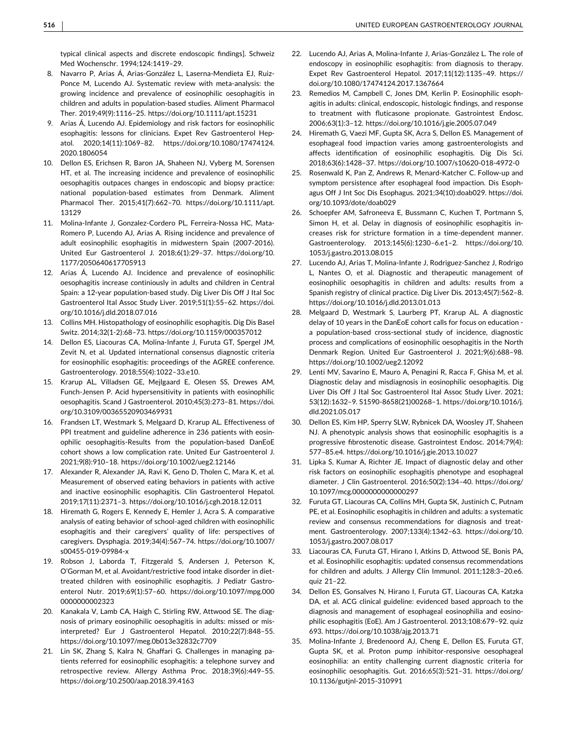typical clinical aspects and discrete endoscopic findings]. Schweiz Med Wochenschr. 1994;124:1419–29.

8. Navarro P, Arias Á, Arias-González L, Laserna-Mendieta EJ, Ruiz-Ponce M, Lucendo AJ. Systematic review with meta-analysis: the growing incidence and prevalence of eosinophilic oesophagitis in children and adults in population-based studies. Aliment Pharmacol Ther. 2019;49(9):1116–25. https://doi.org/10.1111/apt.15231
9. Arias Á, Lucendo AJ. Epidemiology and risk factors for eosinophilic esophagitis: lessons for clinicians. Expet Rev Gastroenterol Hepatol. 2020;14(11):1069–82. https://doi.org/10.1080/17474124.2020.1806054
10. Dellon ES, Erichsen R, Baron JA, Shaheen NJ, Vyberg M, Sorensen HT, et al. The increasing incidence and prevalence of eosinophilic oesophagitis outpaces changes in endoscopic and biopsy practice: national population-based estimates from Denmark. Aliment Pharmacol Ther. 2015;41(7):662–70. https://doi.org/10.1111/apt.13129
11. Molina-Infante J, Gonzalez-Cordero PL, Ferreira-Nossa HC, Mata-Romero P, Lucendo AJ, Arias A. Rising incidence and prevalence of adult eosinophilic esophagitis in midwestern Spain (2007-2016). United Eur Gastroenterol J. 2018;6(1):29–37. https://doi.org/10.1177/2050640617705913
12. Arias Á, Lucendo AJ. Incidence and prevalence of eosinophilic oesophagitis increase continiously in adults and children in Central Spain: a 12-year population-based study. Dig Liver Dis Off J Ital Soc Gastroenterol Ital Assoc Study Liver. 2019;51(1):55–62. https://doi.org/10.1016/j.dld.2018.07.016
13. Collins MH. Histopathology of eosinophilic esophagitis. Dig Dis Basel Switz. 2014;32(1-2):68–73. https://doi.org/10.1159/000357012
14. Dellon ES, Liacouras CA, Molina-Infante J, Furuta GT, Spergel JM, Zevit N, et al. Updated international consensus diagnostic criteria for eosinophilic esophagitis: proceedings of the AGREE conference. Gastroenterology. 2018;55(4):1022–33.e10.
15. Krarup AL, Villadsen GE, Mejlgaard E, Olesen SS, Drewes AM, Funch-Jensen P. Acid hypersensitivity in patients with eosinophilic oesophagitis. Scand J Gastroenterol. 2010;45(3):273–81. https://doi.org/10.3109/00365520903469931
16. Frandsen LT, Westmark S, Melgaard D, Krarup AL. Effectiveness of PPI treatment and guideline adherence in 236 patients with eosinophilic oesophagitis-Results from the population-based DanEoE cohort shows a low complication rate. United Eur Gastroenterol J. 2021;9(8):910–18. https://doi.org/10.1002/ueg2.12146
17. Alexander R, Alexander JA, Ravi K, Geno D, Tholen C, Mara K, et al. Measurement of observed eating behaviors in patients with active and inactive eosinophilic esophagitis. Clin Gastroenterol Hepatol. 2019;17(11):2371–3. https://doi.org/10.1016/j.cgh.2018.12.011
18. Hiremath G, Rogers E, Kennedy E, Hemler J, Acra S. A comparative analysis of eating behavior of school-aged children with eosinophilic esophagitis and their caregivers' quality of life: perspectives of caregivers. Dysphagia. 2019;34(4):567–74. https://doi.org/10.1007/s00455-019-09984-x
19. Robson J, Laborda T, Fitzgerald S, Andersen J, Peterson K, O'Gorman M, et al. Avoidant/restrictive food intake disorder in diet-treated children with eosinophilic esophagitis. J Pediatr Gastroenterol Nutr. 2019;69(1):57–60. https://doi.org/10.1097/mpg.0000000000002323
20. Kanakala V, Lamb CA, Haigh C, Stirling RW, Attwood SE. The diagnosis of primary eosinophilic oesophagitis in adults: missed or misinterpreted? Eur J Gastroenterol Hepatol. 2010;22(7):848–55. https://doi.org/10.1097/meg.0b013e32832c7709
21. Lin SK, Zhang S, Kalra N, Ghaffari G. Challenges in managing patients referred for eosinophilic esophagitis: a telephone survey and retrospective review. Allergy Asthma Proc. 2018;39(6):449–55. https://doi.org/10.2500/aap.2018.39.4163
22. Lucendo AJ, Arias A, Molina-Infante J, Arias-González L. The role of endoscopy in eosinophilic esophagitis: from diagnosis to therapy. Expet Rev Gastroenterol Hepatol. 2017;11(12):1135–49. https://doi.org/10.1080/17474124.2017.1367664
23. Remedios M, Campbell C, Jones DM, Kerlin P. Eosinophilic esophagitis in adults: clinical, endoscopic, histologic findings, and response to treatment with fluticasone propionate. Gastrointest Endosc. 2006;63(1):3–12. https://doi.org/10.1016/j.gie.2005.07.049
24. Hiremath G, Vaezi MF, Gupta SK, Acra S, Dellon ES. Management of esophageal food impaction varies among gastroenterologists and affects identification of eosinophilic esophagitis. Dig Dis Sci. 2018;63(6):1428–37. https://doi.org/10.1007/s10620-018-4972-0
25. Rosenwald K, Pan Z, Andrews R, Menard-Katcher C. Follow-up and symptom persistence after esophageal food impaction. Dis Esophagus Off J Int Soc Dis Esophagus. 2021;34(10):doab029. https://doi.org/10.1093/dote/doab029
26. Schoepfer AM, Safroneeva E, Bussmann C, Kuchen T, Portmann S, Simon H, et al. Delay in diagnosis of eosinophilic esophagitis increases risk for stricture formation in a time-dependent manner. Gastroenterology. 2013;145(6):1230–6.e1–2. https://doi.org/10.1053/j.gastro.2013.08.015
27. Lucendo AJ, Arias T, Molina-Infante J, Rodriguez-Sanchez J, Rodrigo L, Nantes O, et al. Diagnostic and therapeutic management of eosinophilic oesophagitis in children and adults: results from a Spanish registry of clinical practice. Dig Liver Dis. 2013;45(7):562–8. https://doi.org/10.1016/j.dld.2013.01.013
28. Melgaard D, Westmark S, Laurberg PT, Krarup AL. A diagnostic delay of 10 years in the DanEoE cohort calls for focus on education - a population-based cross-sectional study of incidence, diagnostic process and complications of eosinophilic oesophagitis in the North Denmark Region. United Eur Gastroenterol J. 2021;9(6):688–98. https://doi.org/10.1002/ueg2.12092
29. Lenti MV, Savarino E, Mauro A, Penagini R, Racca F, Ghisa M, et al. Diagnostic delay and misdiagnosis in eosinophilic oesophagitis. Dig Liver Dis Off J Ital Soc Gastroenterol Ital Assoc Study Liver. 2021;53(12):1632–9. S1590-8658(21)00268–1. https://doi.org/10.1016/j.dld.2021.05.017
30. Dellon ES, Kim HP, Sperry SLW, Rybnicek DA, Woosley JT, Shaheen NJ. A phenotypic analysis shows that eosinophilic esophagitis is a progressive fibrostenotic disease. Gastrointest Endosc. 2014;79(4):577–85.e4. https://doi.org/10.1016/j.gie.2013.10.027
31. Lipka S, Kumar A, Richter JE. Impact of diagnostic delay and other risk factors on eosinophilic esophagitis phenotype and esophageal diameter. J Clin Gastroenterol. 2016;50(2):134–40. https://doi.org/10.1097/mcg.0000000000000297
32. Furuta GT, Liacouras CA, Collins MH, Gupta SK, Justinich C, Putnam PE, et al. Eosinophilic esophagitis in children and adults: a systematic review and consensus recommendations for diagnosis and treatment. Gastroenterology. 2007;133(4):1342–63. https://doi.org/10.1053/j.gastro.2007.08.017
33. Liacouras CA, Furuta GT, Hirano I, Atkins D, Attwood SE, Bonis PA, et al. Eosinophilic esophagitis: updated consensus recommendations for children and adults. J Allergy Clin Immunol. 2011;128:3–20.e6. quiz 21–22.
34. Dellon ES, Gonsalves N, Hirano I, Furuta GT, Liacouras CA, Katzka DA, et al. ACG clinical guideline: evidenced based approach to the diagnosis and management of esophageal eosinophilia and eosinophilic esophagitis (EoE). Am J Gastroenterol. 2013;108:679–92. quiz 693. https://doi.org/10.1038/ajg.2013.71
35. Molina-Infante J, Bredenoord AJ, Cheng E, Dellon ES, Furuta GT, Gupta SK, et al. Proton pump inhibitor-responsive oesophageal eosinophilia: an entity challenging current diagnostic criteria for eosinophilic oesophagitis. Gut. 2016;65(3):521–31. https://doi.org/10.1136/gutjnl-2015-310991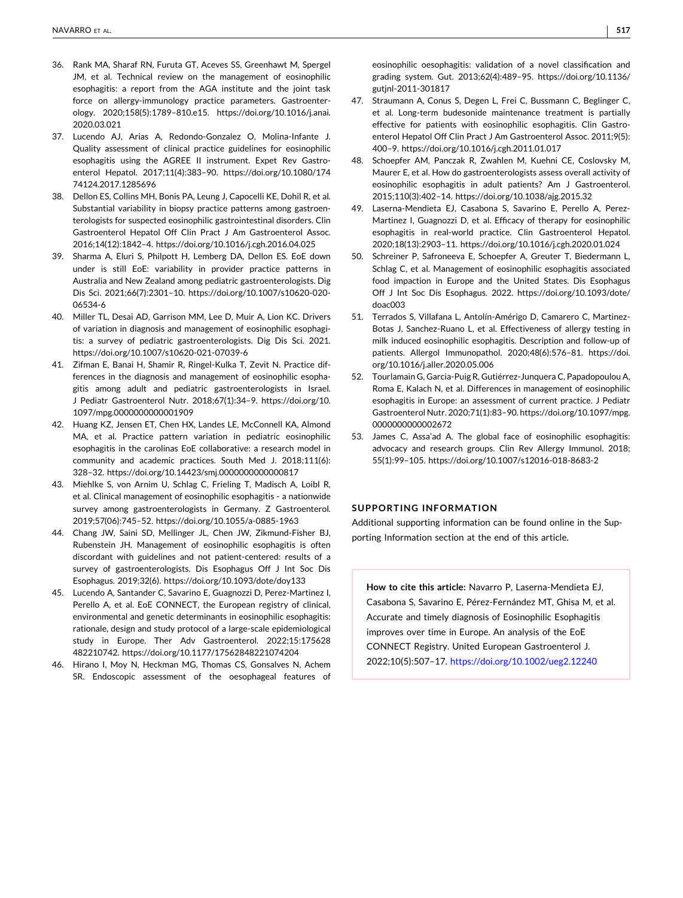36. Rank MA, Sharaf RN, Furuta GT, Aceves SS, Greenhawt M, Spergel JM, et al. Technical review on the management of eosinophilic esophagitis: a report from the AGA institute and the joint task force on allergy-immunology practice parameters. Gastroenterology. 2020;158(5):1789–810.e15. https://doi.org/10.1016/j.anai.2020.03.021
37. Lucendo AJ, Arias A, Redondo-Gonzalez O, Molina-Infante J. Quality assessment of clinical practice guidelines for eosinophilic esophagitis using the AGREE II instrument. Expet Rev Gastroenterol Hepatol. 2017;11(4):383–90. https://doi.org/10.1080/17474124.2017.1285696
38. Dellon ES, Collins MH, Bonis PA, Leung J, Capocelli KE, Dohil R, et al. Substantial variability in biopsy practice patterns among gastroenterologists for suspected eosinophilic gastrointestinal disorders. Clin Gastroenterol Hepatol Off Clin Pract J Am Gastroenterol Assoc. 2016;14(12):1842–4. https://doi.org/10.1016/j.cgh.2016.04.025
39. Sharma A, Eluri S, Philpott H, Lemberg DA, Dellon ES. EoE down under is still EoE: variability in provider practice patterns in Australia and New Zealand among pediatric gastroenterologists. Dig Dis Sci. 2021;66(7):2301–10. https://doi.org/10.1007/s10620-020-06534-6
40. Miller TL, Desai AD, Garrison MM, Lee D, Muir A, Lion KC. Drivers of variation in diagnosis and management of eosinophilic esophagitis: a survey of pediatric gastroenterologists. Dig Dis Sci. 2021. https://doi.org/10.1007/s10620-021-07039-6
41. Zifman E, Banai H, Shamir R, Ringel-Kulka T, Zevit N. Practice differences in the diagnosis and management of eosinophilic esophagitis among adult and pediatric gastroenterologists in Israel. J Pediatr Gastroenterol Nutr. 2018;67(1):34–9. https://doi.org/10.1097/mpg.0000000000001909
42. Huang KZ, Jensen ET, Chen HX, Landes LE, McConnell KA, Almond MA, et al. Practice pattern variation in pediatric eosinophilic esophagitis in the carolinas EoE collaborative: a research model in community and academic practices. South Med J. 2018;111(6):328–32. https://doi.org/10.14423/smj.0000000000000817
43. Miehlke S, von Arnim U, Schlag C, Frieling T, Madisch A, Loibl R, et al. Clinical management of eosinophilic esophagitis - a nationwide survey among gastroenterologists in Germany. Z Gastroenterol. 2019;57(06):745–52. https://doi.org/10.1055/a-0885-1963
44. Chang JW, Saini SD, Mellinger JL, Chen JW, Zikmund-Fisher BJ, Rubenstein JH. Management of eosinophilic esophagitis is often discordant with guidelines and not patient-centered: results of a survey of gastroenterologists. Dis Esophagus Off J Int Soc Dis Esophagus. 2019;32(6). https://doi.org/10.1093/dote/doy133
45. Lucendo A, Santander C, Savarino E, Guagnozzi D, Perez-Martinez I, Perello A, et al. EoE CONNECT, the European registry of clinical, environmental and genetic determinants in eosinophilic esophagitis: rationale, design and study protocol of a large-scale epidemiological study in Europe. Ther Adv Gastroenterol. 2022;15:17562848221074204. https://doi.org/10.1177/17562848221074204
46. Hirano I, Moy N, Heckman MG, Thomas CS, Gonsalves N, Achem SR. Endoscopic assessment of the oesophageal features of eosinophilic oesophagitis: validation of a novel classification and grading system. Gut. 2013;62(4):489–95. https://doi.org/10.1136/gutjnl-2011-301817
47. Straumann A, Conus S, Degen L, Frei C, Bussmann C, Beglinger C, et al. Long-term budesonide maintenance treatment is partially effective for patients with eosinophilic esophagitis. Clin Gastroenterol Hepatol Off Clin Pract J Am Gastroenterol Assoc. 2011;9(5):400–9. https://doi.org/10.1016/j.cgh.2011.01.017
48. Schoepfer AM, Panczak R, Zwahlen M, Kuehni CE, Coslovsky M, Maurer E, et al. How do gastroenterologists assess overall activity of eosinophilic esophagitis in adult patients? Am J Gastroenterol. 2015;110(3):402–14. https://doi.org/10.1038/ajg.2015.32
49. Laserna-Mendieta EJ, Casabona S, Savarino E, Perello A, Perez-Martinez I, Guagnozzi D, et al. Efficacy of therapy for eosinophilic esophagitis in real-world practice. Clin Gastroenterol Hepatol. 2020;18(13):2903–11. https://doi.org/10.1016/j.cgh.2020.01.024
50. Schreiner P, Safroneeva E, Schoepfer A, Greuter T, Biedermann L, Schlag C, et al. Management of eosinophilic esophagitis associated food impaction in Europe and the United States. Dis Esophagus Off J Int Soc Dis Esophagus. 2022. https://doi.org/10.1093/dote/doac003
51. Terrados S, Villafana L, Antolín-Amérigo D, Camarero C, Martinez-Botas J, Sanchez-Ruano L, et al. Effectiveness of allergy testing in milk induced eosinophilic esophagitis. Description and follow-up of patients. Allergol Immunopathol. 2020;48(6):576–81. https://doi.org/10.1016/j.aller.2020.05.006
52. Tourlamain G, Garcia-Puig R, Gutiérrez-Junquera C, Papadopoulou A, Roma E, Kalach N, et al. Differences in management of eosinophilic esophagitis in Europe: an assessment of current practice. J Pediatr Gastroenterol Nutr. 2020;71(1):83–90. https://doi.org/10.1097/mpg.0000000000002672
53. James C, Assa'ad A. The global face of eosinophilic esophagitis: advocacy and research groups. Clin Rev Allergy Immunol. 2018;55(1):99–105. https://doi.org/10.1007/s12016-018-8683-2

## SUPPORTING INFORMATION

Additional supporting information can be found online in the Supporting Information section at the end of this article.

**How to cite this article:** Navarro P, Laserna-Mendieta EJ, Casabona S, Savarino E, Pérez-Fernández MT, Ghisa M, et al. Accurate and timely diagnosis of Eosinophilic Esophagitis improves over time in Europe. An analysis of the EoE CONNECT Registry. United European Gastroenterol J. 2022;10(5):507–17. https://doi.org/10.1002/ueg2.12240